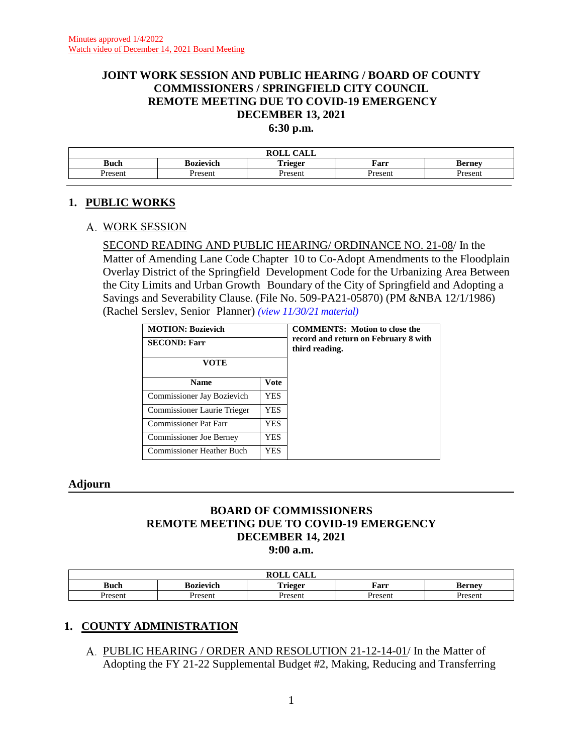Minutes approved 1/4/2022
Watch video of December 14, 2021 Board Meeting

# JOINT WORK SESSION AND PUBLIC HEARING / BOARD OF COUNTY COMMISSIONERS / SPRINGFIELD CITY COUNCIL REMOTE MEETING DUE TO COVID-19 EMERGENCY DECEMBER 13, 2021 6:30 p.m.

| ROLL CALL | | | | |
|---|---|---|---|---|
| **Buch** | **Bozievich** | **Trieger** | **Farr** | **Berney** |
| Present | Present | Present | Present | Present |

## 1. PUBLIC WORKS

### A. WORK SESSION

SECOND READING AND PUBLIC HEARING/ ORDINANCE NO. 21-08/ In the Matter of Amending Lane Code Chapter 10 to Co-Adopt Amendments to the Floodplain Overlay District of the Springfield Development Code for the Urbanizing Area Between the City Limits and Urban Growth Boundary of the City of Springfield and Adopting a Savings and Severability Clause. (File No. 509-PA21-05870) (PM &NBA 12/1/1986) (Rachel Serslev, Senior Planner) *(view 11/30/21 material)*

| MOTION: Bozievich | | COMMENTS: Motion to close the record and return on February 8 with third reading. |
|---|---|---|
| **SECOND: Farr** | | |
| **VOTE** | | |
| **Name** | **Vote** | |
| Commissioner Jay Bozievich | YES | |
| Commissioner Laurie Trieger | YES | |
| Commissioner Pat Farr | YES | |
| Commissioner Joe Berney | YES | |
| Commissioner Heather Buch | YES | |

**Adjourn**

# BOARD OF COMMISSIONERS REMOTE MEETING DUE TO COVID-19 EMERGENCY DECEMBER 14, 2021 9:00 a.m.

| ROLL CALL | | | | |
|---|---|---|---|---|
| **Buch** | **Bozievich** | **Trieger** | **Farr** | **Berney** |
| Present | Present | Present | Present | Present |

## 1. COUNTY ADMINISTRATION

A. PUBLIC HEARING / ORDER AND RESOLUTION 21-12-14-01/ In the Matter of Adopting the FY 21-22 Supplemental Budget #2, Making, Reducing and Transferring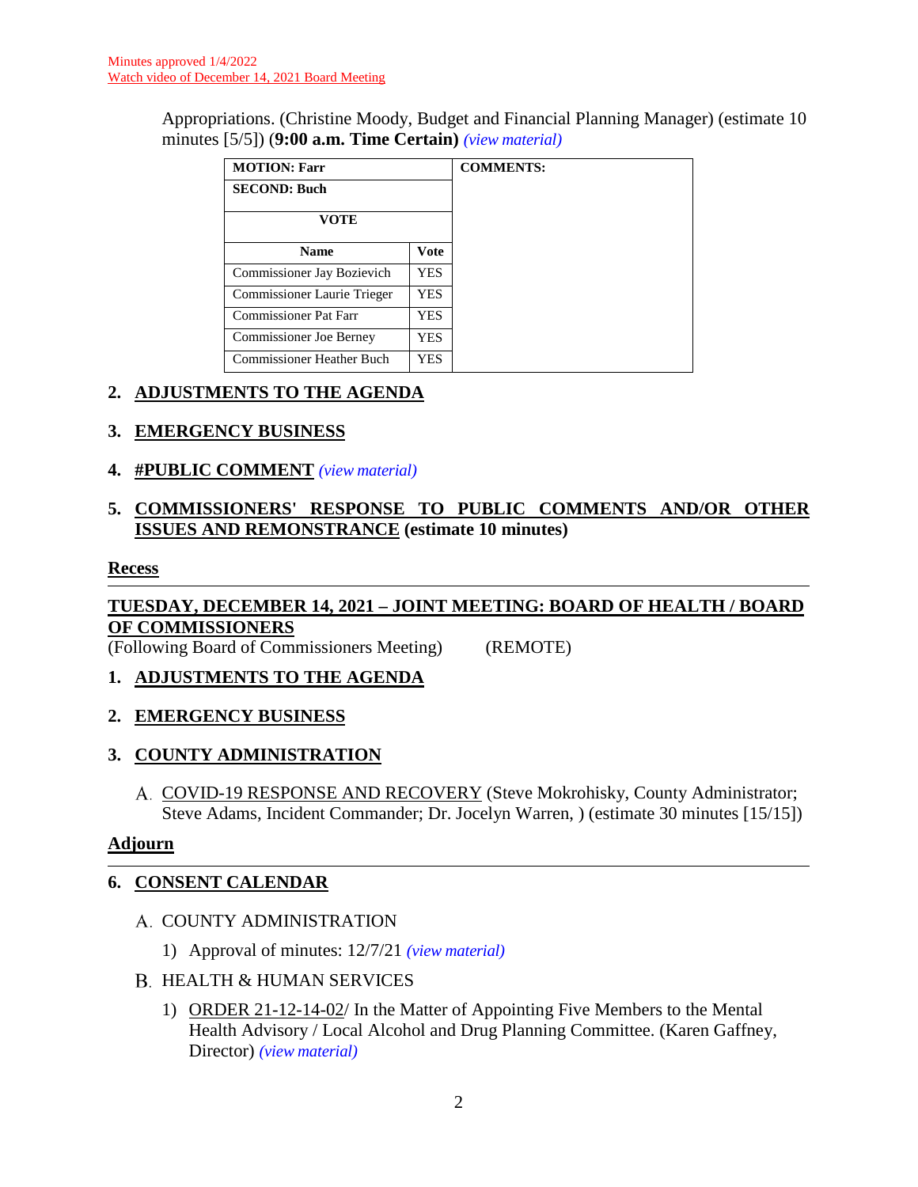Minutes approved 1/4/2022
Watch video of December 14, 2021 Board Meeting

Appropriations. (Christine Moody, Budget and Financial Planning Manager) (estimate 10 minutes [5/5]) (**9:00 a.m. Time Certain**) *(view material)*

| **MOTION: Farr** | | **COMMENTS:** |
|---|---|---|
| **SECOND: Buch** | | |
| **VOTE** | | |
| **Name** | **Vote** | |
| Commissioner Jay Bozievich | YES | |
| Commissioner Laurie Trieger | YES | |
| Commissioner Pat Farr | YES | |
| Commissioner Joe Berney | YES | |
| Commissioner Heather Buch | YES | |

## 2. ADJUSTMENTS TO THE AGENDA

## 3. EMERGENCY BUSINESS

## 4. #PUBLIC COMMENT *(view material)*

## 5. COMMISSIONERS' RESPONSE TO PUBLIC COMMENTS AND/OR OTHER ISSUES AND REMONSTRANCE (estimate 10 minutes)

**Recess**

---

## TUESDAY, DECEMBER 14, 2021 – JOINT MEETING: BOARD OF HEALTH / BOARD OF COMMISSIONERS

(Following Board of Commissioners Meeting) (REMOTE)

## 1. ADJUSTMENTS TO THE AGENDA

## 2. EMERGENCY BUSINESS

## 3. COUNTY ADMINISTRATION

A. COVID-19 RESPONSE AND RECOVERY (Steve Mokrohisky, County Administrator; Steve Adams, Incident Commander; Dr. Jocelyn Warren, ) (estimate 30 minutes [15/15])

**Adjourn**

---

## 6. CONSENT CALENDAR

A. COUNTY ADMINISTRATION

1) Approval of minutes: 12/7/21 *(view material)*

B. HEALTH & HUMAN SERVICES

1) ORDER 21-12-14-02/ In the Matter of Appointing Five Members to the Mental Health Advisory / Local Alcohol and Drug Planning Committee. (Karen Gaffney, Director) *(view material)*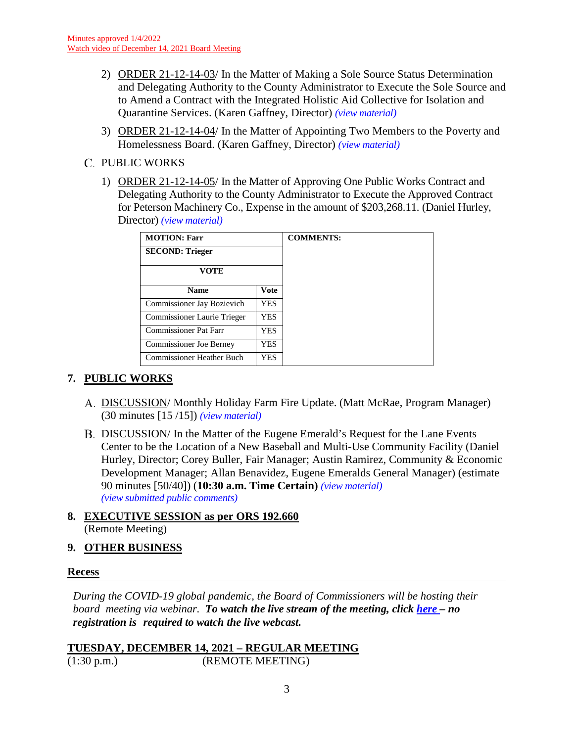Minutes approved 1/4/2022
Watch video of December 14, 2021 Board Meeting

2) ORDER 21-12-14-03/ In the Matter of Making a Sole Source Status Determination and Delegating Authority to the County Administrator to Execute the Sole Source and to Amend a Contract with the Integrated Holistic Aid Collective for Isolation and Quarantine Services. (Karen Gaffney, Director) *(view material)*

3) ORDER 21-12-14-04/ In the Matter of Appointing Two Members to the Poverty and Homelessness Board. (Karen Gaffney, Director) *(view material)*

C. PUBLIC WORKS

1) ORDER 21-12-14-05/ In the Matter of Approving One Public Works Contract and Delegating Authority to the County Administrator to Execute the Approved Contract for Peterson Machinery Co., Expense in the amount of $203,268.11. (Daniel Hurley, Director) *(view material)*

| MOTION: Farr | | COMMENTS: |
|---|---|---|
| SECOND: Trieger | | |
| VOTE | | |
| Name | Vote | |
| Commissioner Jay Bozievich | YES | |
| Commissioner Laurie Trieger | YES | |
| Commissioner Pat Farr | YES | |
| Commissioner Joe Berney | YES | |
| Commissioner Heather Buch | YES | |

## 7. PUBLIC WORKS

A. DISCUSSION/ Monthly Holiday Farm Fire Update. (Matt McRae, Program Manager) (30 minutes [15 /15]) *(view material)*

B. DISCUSSION/ In the Matter of the Eugene Emerald's Request for the Lane Events Center to be the Location of a New Baseball and Multi-Use Community Facility (Daniel Hurley, Director; Corey Buller, Fair Manager; Austin Ramirez, Community & Economic Development Manager; Allan Benavidez, Eugene Emeralds General Manager) (estimate 90 minutes [50/40]) (**10:30 a.m. Time Certain)** *(view material)*
*(view submitted public comments)*

## 8. EXECUTIVE SESSION as per ORS 192.660

(Remote Meeting)

## 9. OTHER BUSINESS

**Recess**

---

*During the COVID-19 global pandemic, the Board of Commissioners will be hosting their board meeting via webinar.* ***To watch the live stream of the meeting, click here – no registration is required to watch the live webcast.***

**TUESDAY, DECEMBER 14, 2021 – REGULAR MEETING**
(1:30 p.m.) (REMOTE MEETING)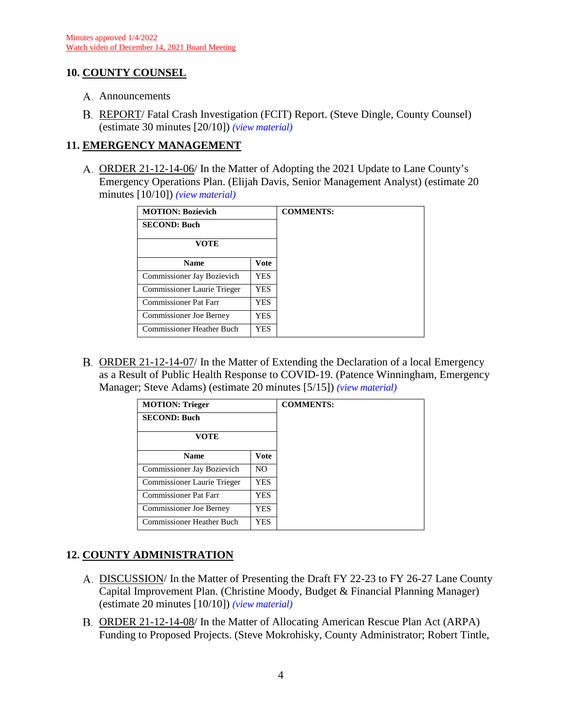Minutes approved 1/4/2022
Watch video of December 14, 2021 Board Meeting

## 10. COUNTY COUNSEL

A. Announcements

B. REPORT/ Fatal Crash Investigation (FCIT) Report. (Steve Dingle, County Counsel) (estimate 30 minutes [20/10]) *(view material)*

## 11. EMERGENCY MANAGEMENT

A. ORDER 21-12-14-06/ In the Matter of Adopting the 2021 Update to Lane County's Emergency Operations Plan. (Elijah Davis, Senior Management Analyst) (estimate 20 minutes [10/10]) *(view material)*

| MOTION: Bozievich | | COMMENTS: |
|---|---|---|
| SECOND: Buch | | |
| VOTE | | |
| Name | Vote | |
| Commissioner Jay Bozievich | YES | |
| Commissioner Laurie Trieger | YES | |
| Commissioner Pat Farr | YES | |
| Commissioner Joe Berney | YES | |
| Commissioner Heather Buch | YES | |

B. ORDER 21-12-14-07/ In the Matter of Extending the Declaration of a local Emergency as a Result of Public Health Response to COVID-19. (Patence Winningham, Emergency Manager; Steve Adams) (estimate 20 minutes [5/15]) *(view material)*

| MOTION: Trieger | | COMMENTS: |
|---|---|---|
| SECOND: Buch | | |
| VOTE | | |
| Name | Vote | |
| Commissioner Jay Bozievich | NO | |
| Commissioner Laurie Trieger | YES | |
| Commissioner Pat Farr | YES | |
| Commissioner Joe Berney | YES | |
| Commissioner Heather Buch | YES | |

## 12. COUNTY ADMINISTRATION

A. DISCUSSION/ In the Matter of Presenting the Draft FY 22-23 to FY 26-27 Lane County Capital Improvement Plan. (Christine Moody, Budget & Financial Planning Manager) (estimate 20 minutes [10/10]) *(view material)*

B. ORDER 21-12-14-08/ In the Matter of Allocating American Rescue Plan Act (ARPA) Funding to Proposed Projects. (Steve Mokrohisky, County Administrator; Robert Tintle,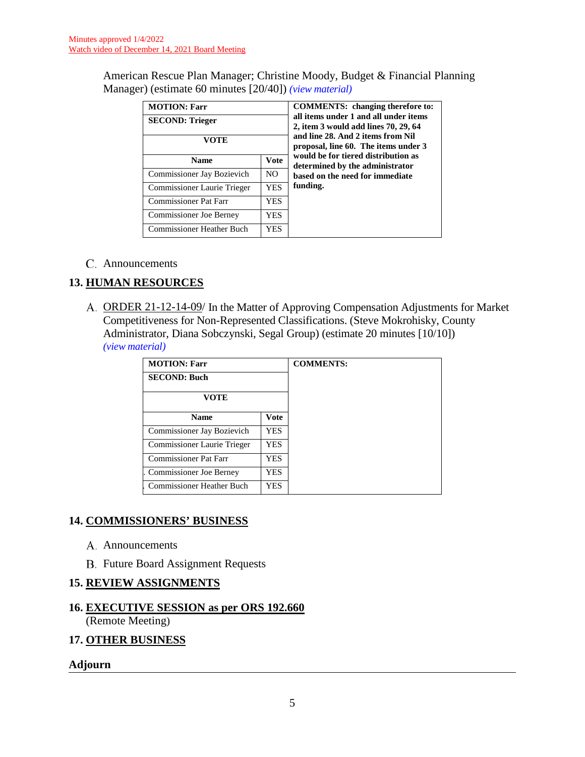Minutes approved 1/4/2022
Watch video of December 14, 2021 Board Meeting

American Rescue Plan Manager; Christine Moody, Budget & Financial Planning Manager) (estimate 60 minutes [20/40]) *(view material)*

| **MOTION: Farr** | | **COMMENTS: changing therefore to: all items under 1 and all under items 2, item 3 would add lines 70, 29, 64 and line 28. And 2 items from Nil proposal, line 60. The items under 3 would be for tiered distribution as determined by the administrator based on the need for immediate funding.** |
|---|---|---|
| **SECOND: Trieger** | | |
| **VOTE** | | |
| **Name** | **Vote** | |
| Commissioner Jay Bozievich | NO | |
| Commissioner Laurie Trieger | YES | |
| Commissioner Pat Farr | YES | |
| Commissioner Joe Berney | YES | |
| Commissioner Heather Buch | YES | |

C. Announcements

## 13. HUMAN RESOURCES

A. ORDER 21-12-14-09/ In the Matter of Approving Compensation Adjustments for Market Competitiveness for Non-Represented Classifications. (Steve Mokrohisky, County Administrator, Diana Sobczynski, Segal Group) (estimate 20 minutes [10/10]) *(view material)*

| **MOTION: Farr** | | **COMMENTS:** |
|---|---|---|
| **SECOND: Buch** | | |
| **VOTE** | | |
| **Name** | **Vote** | |
| Commissioner Jay Bozievich | YES | |
| Commissioner Laurie Trieger | YES | |
| Commissioner Pat Farr | YES | |
| Commissioner Joe Berney | YES | |
| Commissioner Heather Buch | YES | |

## 14. COMMISSIONERS' BUSINESS

A. Announcements

B. Future Board Assignment Requests

## 15. REVIEW ASSIGNMENTS

## 16. EXECUTIVE SESSION as per ORS 192.660

(Remote Meeting)

## 17. OTHER BUSINESS

## Adjourn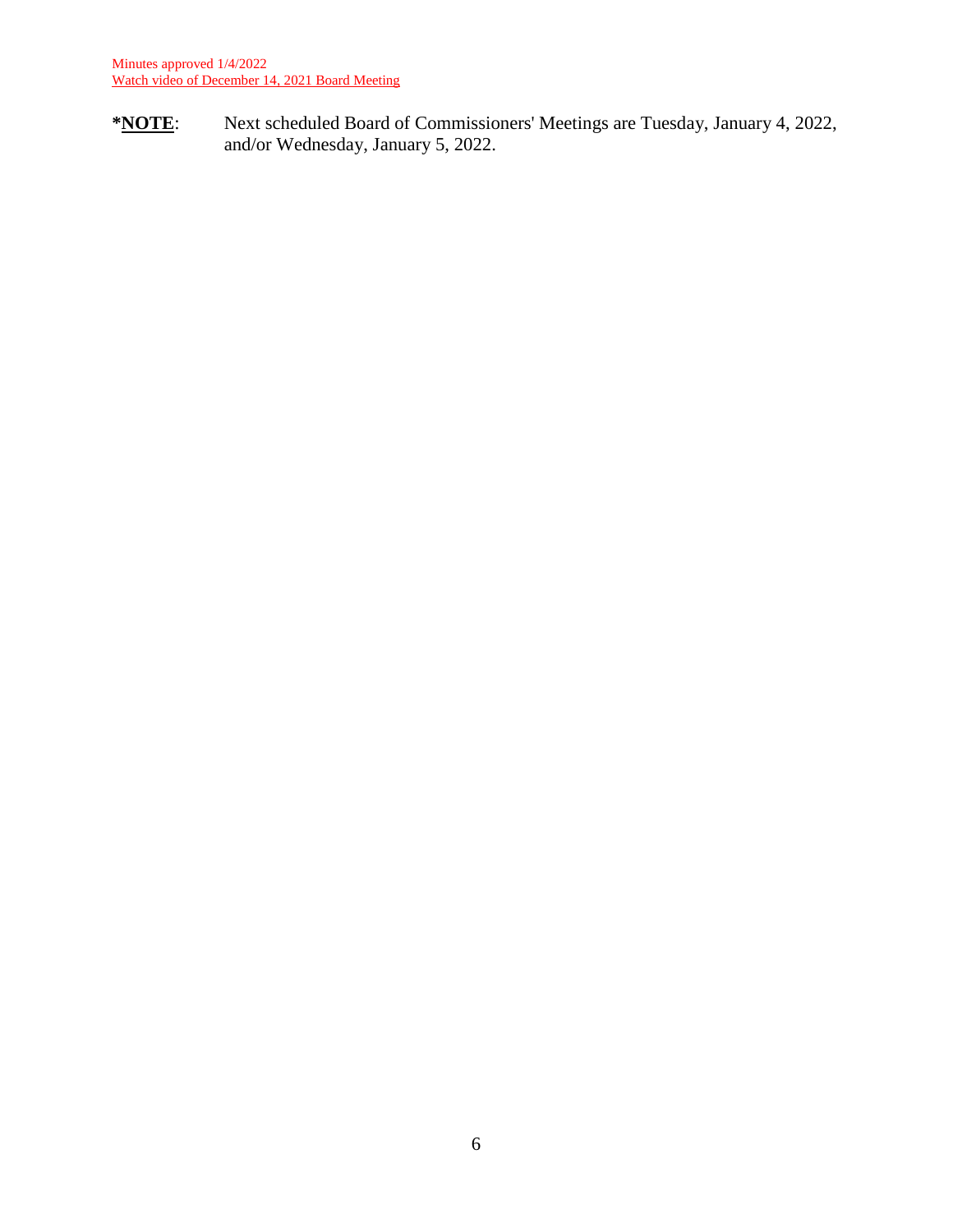Minutes approved 1/4/2022
Watch video of December 14, 2021 Board Meeting

***NOTE**: Next scheduled Board of Commissioners' Meetings are Tuesday, January 4, 2022, and/or Wednesday, January 5, 2022.